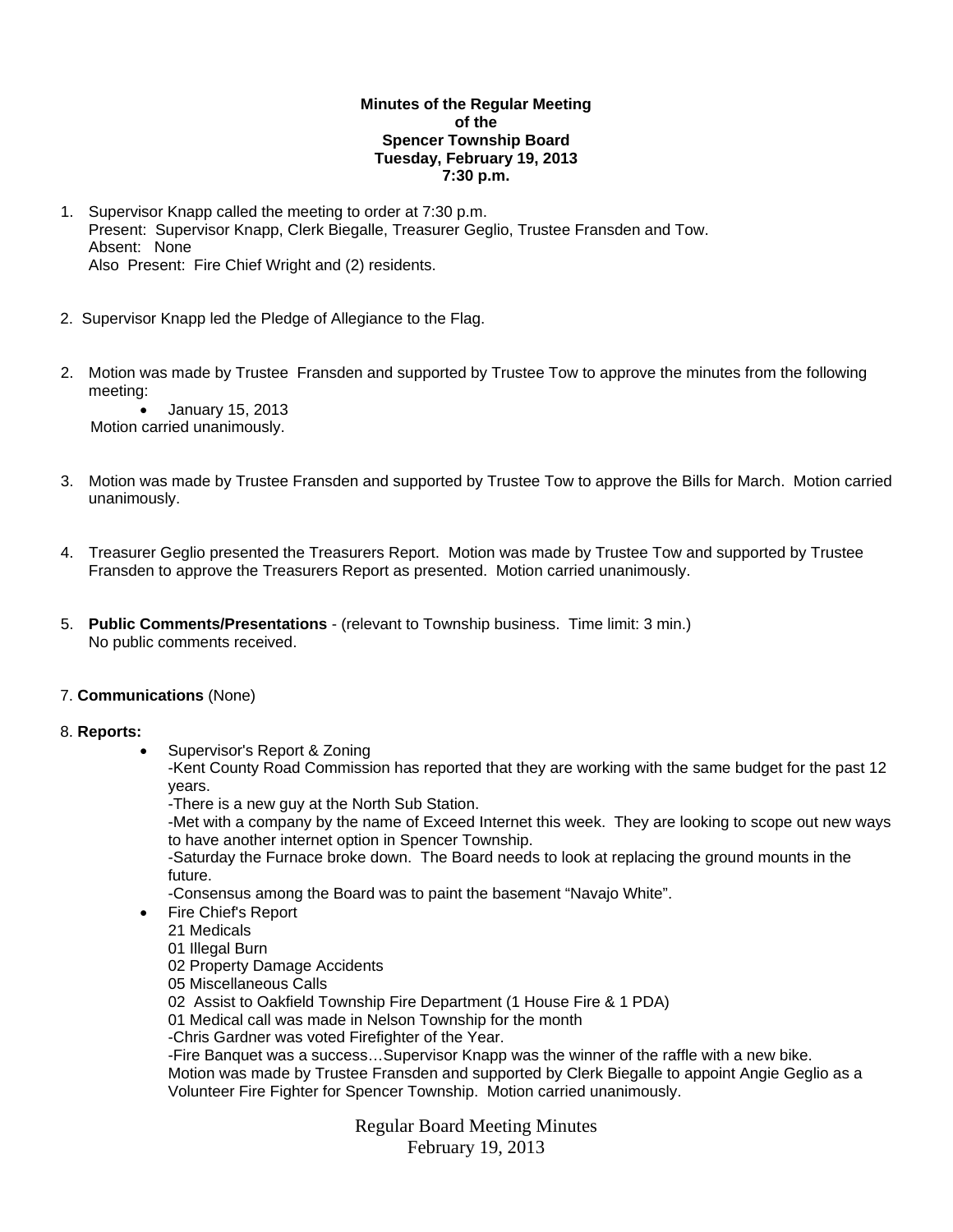**Minutes of the Regular Meeting**
**of the**
**Spencer Township Board**
**Tuesday, February 19, 2013**
**7:30 p.m.**

1. Supervisor Knapp called the meeting to order at 7:30 p.m.
   Present: Supervisor Knapp, Clerk Biegalle, Treasurer Geglio, Trustee Fransden and Tow.
   Absent: None
   Also Present: Fire Chief Wright and (2) residents.

2. Supervisor Knapp led the Pledge of Allegiance to the Flag.

2. Motion was made by Trustee Fransden and supported by Trustee Tow to approve the minutes from the following meeting:
   - January 15, 2013

   Motion carried unanimously.

3. Motion was made by Trustee Fransden and supported by Trustee Tow to approve the Bills for March. Motion carried unanimously.

4. Treasurer Geglio presented the Treasurers Report. Motion was made by Trustee Tow and supported by Trustee Fransden to approve the Treasurers Report as presented. Motion carried unanimously.

5. **Public Comments/Presentations** - (relevant to Township business. Time limit: 3 min.)
   No public comments received.

7. **Communications** (None)

8. **Reports:**
   - Supervisor's Report & Zoning
     -Kent County Road Commission has reported that they are working with the same budget for the past 12 years.
     -There is a new guy at the North Sub Station.
     -Met with a company by the name of Exceed Internet this week. They are looking to scope out new ways to have another internet option in Spencer Township.
     -Saturday the Furnace broke down. The Board needs to look at replacing the ground mounts in the future.
     -Consensus among the Board was to paint the basement "Navajo White".
   - Fire Chief's Report
     21 Medicals
     01 Illegal Burn
     02 Property Damage Accidents
     05 Miscellaneous Calls
     02 Assist to Oakfield Township Fire Department (1 House Fire & 1 PDA)
     01 Medical call was made in Nelson Township for the month
     -Chris Gardner was voted Firefighter of the Year.
     -Fire Banquet was a success…Supervisor Knapp was the winner of the raffle with a new bike.
     Motion was made by Trustee Fransden and supported by Clerk Biegalle to appoint Angie Geglio as a Volunteer Fire Fighter for Spencer Township. Motion carried unanimously.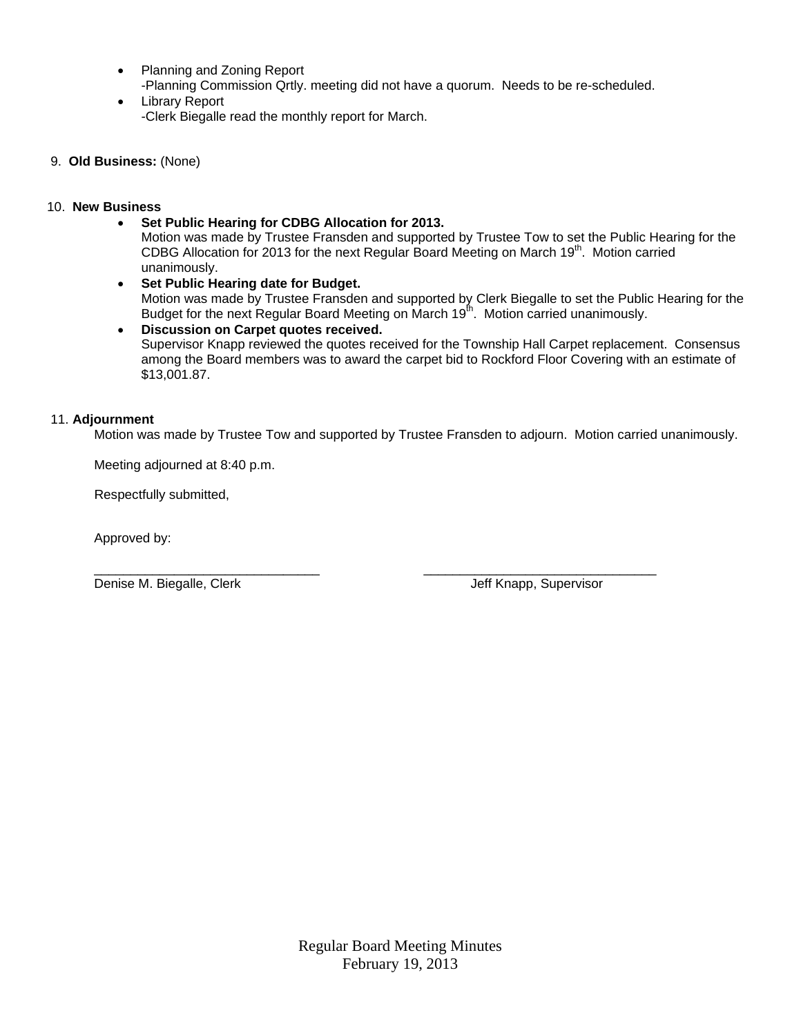- Planning and Zoning Report
  -Planning Commission Qrtly. meeting did not have a quorum. Needs to be re-scheduled.
- Library Report
  -Clerk Biegalle read the monthly report for March.

9. **Old Business:** (None)

10. **New Business**
    - **Set Public Hearing for CDBG Allocation for 2013.**
      Motion was made by Trustee Fransden and supported by Trustee Tow to set the Public Hearing for the CDBG Allocation for 2013 for the next Regular Board Meeting on March 19th. Motion carried unanimously.
    - **Set Public Hearing date for Budget.**
      Motion was made by Trustee Fransden and supported by Clerk Biegalle to set the Public Hearing for the Budget for the next Regular Board Meeting on March 19th. Motion carried unanimously.
    - **Discussion on Carpet quotes received.**
      Supervisor Knapp reviewed the quotes received for the Township Hall Carpet replacement. Consensus among the Board members was to award the carpet bid to Rockford Floor Covering with an estimate of $13,001.87.

11. **Adjournment**
    Motion was made by Trustee Tow and supported by Trustee Fransden to adjourn. Motion carried unanimously.

    Meeting adjourned at 8:40 p.m.

    Respectfully submitted,

    Approved by:

    _______________________________ _______________________________
    Denise M. Biegalle, Clerk Jeff Knapp, Supervisor